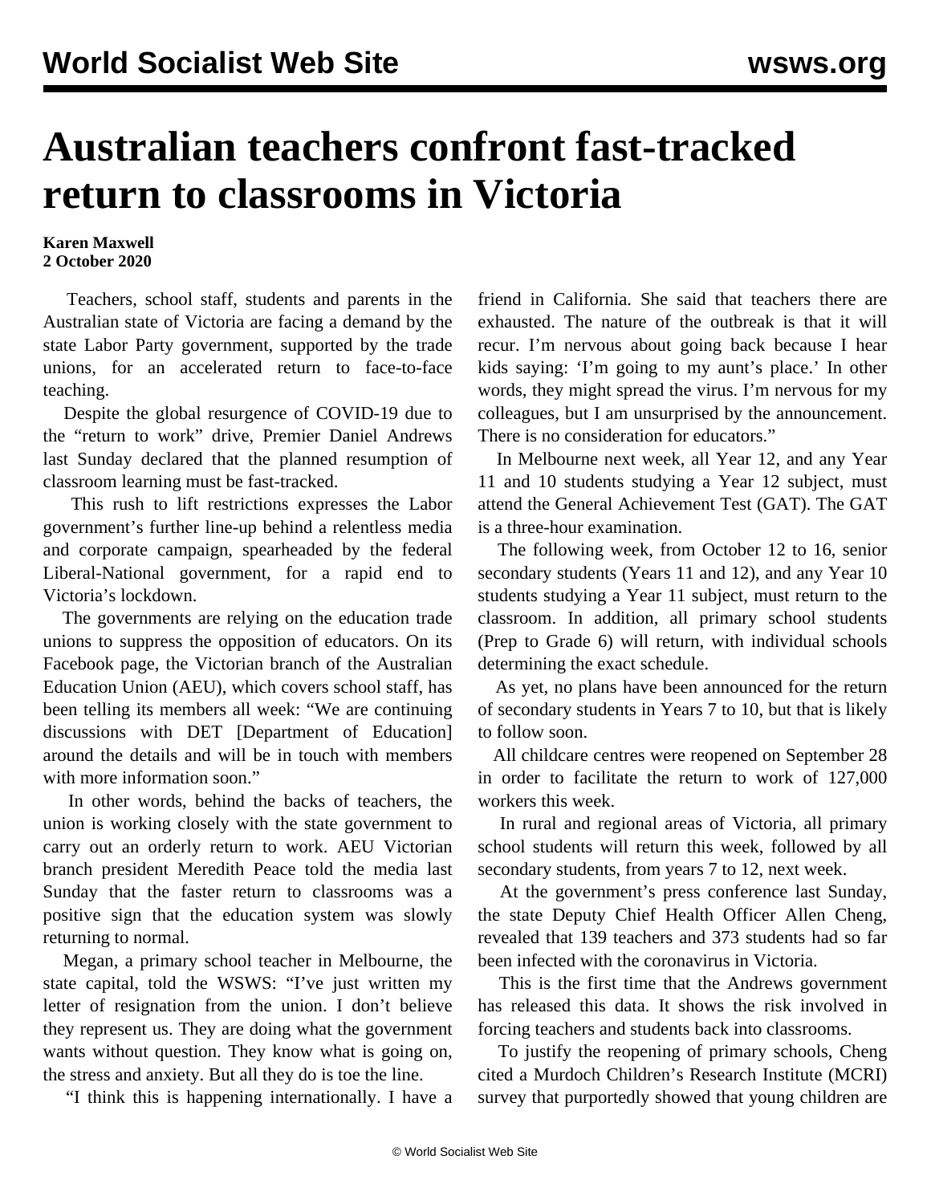# Australian teachers confront fast-tracked return to classrooms in Victoria

**Karen Maxwell**
**2 October 2020**

Teachers, school staff, students and parents in the Australian state of Victoria are facing a demand by the state Labor Party government, supported by the trade unions, for an accelerated return to face-to-face teaching.

Despite the global resurgence of COVID-19 due to the "return to work" drive, Premier Daniel Andrews last Sunday declared that the planned resumption of classroom learning must be fast-tracked.

This rush to lift restrictions expresses the Labor government's further line-up behind a relentless media and corporate campaign, spearheaded by the federal Liberal-National government, for a rapid end to Victoria's lockdown.

The governments are relying on the education trade unions to suppress the opposition of educators. On its Facebook page, the Victorian branch of the Australian Education Union (AEU), which covers school staff, has been telling its members all week: "We are continuing discussions with DET [Department of Education] around the details and will be in touch with members with more information soon."

In other words, behind the backs of teachers, the union is working closely with the state government to carry out an orderly return to work. AEU Victorian branch president Meredith Peace told the media last Sunday that the faster return to classrooms was a positive sign that the education system was slowly returning to normal.

Megan, a primary school teacher in Melbourne, the state capital, told the WSWS: "I've just written my letter of resignation from the union. I don't believe they represent us. They are doing what the government wants without question. They know what is going on, the stress and anxiety. But all they do is toe the line.

"I think this is happening internationally. I have a friend in California. She said that teachers there are exhausted. The nature of the outbreak is that it will recur. I'm nervous about going back because I hear kids saying: 'I'm going to my aunt's place.' In other words, they might spread the virus. I'm nervous for my colleagues, but I am unsurprised by the announcement. There is no consideration for educators."

In Melbourne next week, all Year 12, and any Year 11 and 10 students studying a Year 12 subject, must attend the General Achievement Test (GAT). The GAT is a three-hour examination.

The following week, from October 12 to 16, senior secondary students (Years 11 and 12), and any Year 10 students studying a Year 11 subject, must return to the classroom. In addition, all primary school students (Prep to Grade 6) will return, with individual schools determining the exact schedule.

As yet, no plans have been announced for the return of secondary students in Years 7 to 10, but that is likely to follow soon.

All childcare centres were reopened on September 28 in order to facilitate the return to work of 127,000 workers this week.

In rural and regional areas of Victoria, all primary school students will return this week, followed by all secondary students, from years 7 to 12, next week.

At the government's press conference last Sunday, the state Deputy Chief Health Officer Allen Cheng, revealed that 139 teachers and 373 students had so far been infected with the coronavirus in Victoria.

This is the first time that the Andrews government has released this data. It shows the risk involved in forcing teachers and students back into classrooms.

To justify the reopening of primary schools, Cheng cited a Murdoch Children's Research Institute (MCRI) survey that purportedly showed that young children are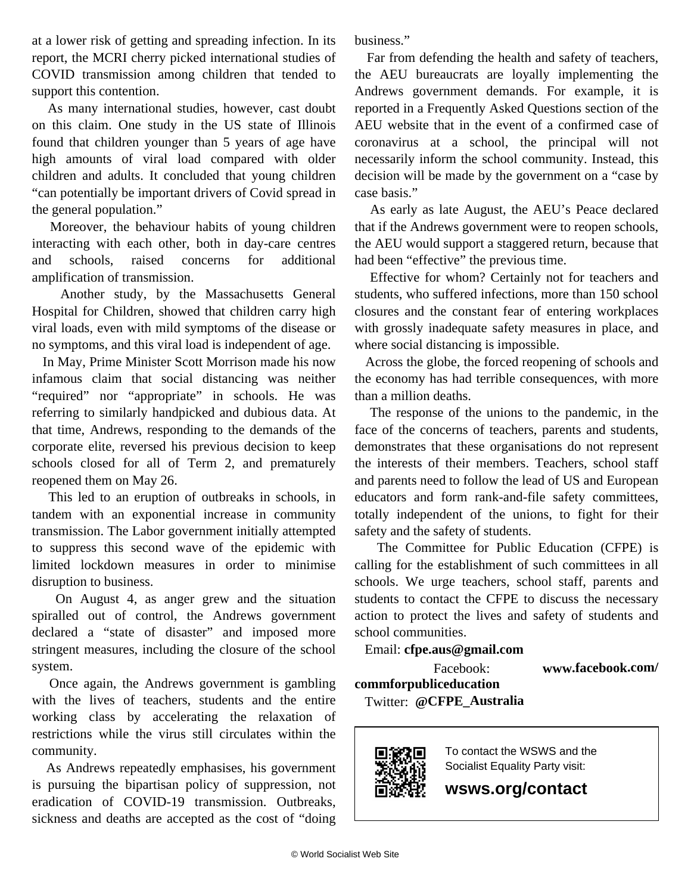at a lower risk of getting and spreading infection. In its report, the MCRI cherry picked international studies of COVID transmission among children that tended to support this contention.

As many international studies, however, cast doubt on this claim. One study in the US state of Illinois found that children younger than 5 years of age have high amounts of viral load compared with older children and adults. It concluded that young children "can potentially be important drivers of Covid spread in the general population."

Moreover, the behaviour habits of young children interacting with each other, both in day-care centres and schools, raised concerns for additional amplification of transmission.

Another study, by the Massachusetts General Hospital for Children, showed that children carry high viral loads, even with mild symptoms of the disease or no symptoms, and this viral load is independent of age.

In May, Prime Minister Scott Morrison made his now infamous claim that social distancing was neither "required" nor "appropriate" in schools. He was referring to similarly handpicked and dubious data. At that time, Andrews, responding to the demands of the corporate elite, reversed his previous decision to keep schools closed for all of Term 2, and prematurely reopened them on May 26.

This led to an eruption of outbreaks in schools, in tandem with an exponential increase in community transmission. The Labor government initially attempted to suppress this second wave of the epidemic with limited lockdown measures in order to minimise disruption to business.

On August 4, as anger grew and the situation spiralled out of control, the Andrews government declared a "state of disaster" and imposed more stringent measures, including the closure of the school system.

Once again, the Andrews government is gambling with the lives of teachers, students and the entire working class by accelerating the relaxation of restrictions while the virus still circulates within the community.

As Andrews repeatedly emphasises, his government is pursuing the bipartisan policy of suppression, not eradication of COVID-19 transmission. Outbreaks, sickness and deaths are accepted as the cost of "doing business."

Far from defending the health and safety of teachers, the AEU bureaucrats are loyally implementing the Andrews government demands. For example, it is reported in a Frequently Asked Questions section of the AEU website that in the event of a confirmed case of coronavirus at a school, the principal will not necessarily inform the school community. Instead, this decision will be made by the government on a "case by case basis."

As early as late August, the AEU's Peace declared that if the Andrews government were to reopen schools, the AEU would support a staggered return, because that had been "effective" the previous time.

Effective for whom? Certainly not for teachers and students, who suffered infections, more than 150 school closures and the constant fear of entering workplaces with grossly inadequate safety measures in place, and where social distancing is impossible.

Across the globe, the forced reopening of schools and the economy has had terrible consequences, with more than a million deaths.

The response of the unions to the pandemic, in the face of the concerns of teachers, parents and students, demonstrates that these organisations do not represent the interests of their members. Teachers, school staff and parents need to follow the lead of US and European educators and form rank-and-file safety committees, totally independent of the unions, to fight for their safety and the safety of students.

The Committee for Public Education (CFPE) is calling for the establishment of such committees in all schools. We urge teachers, school staff, parents and students to contact the CFPE to discuss the necessary action to protect the lives and safety of students and school communities.

Email: **cfpe.aus@gmail.com**

Facebook: **www.facebook.com/commforpubliceducation**

Twitter: **@CFPE_Australia**

To contact the WSWS and the Socialist Equality Party visit:

**wsws.org/contact**